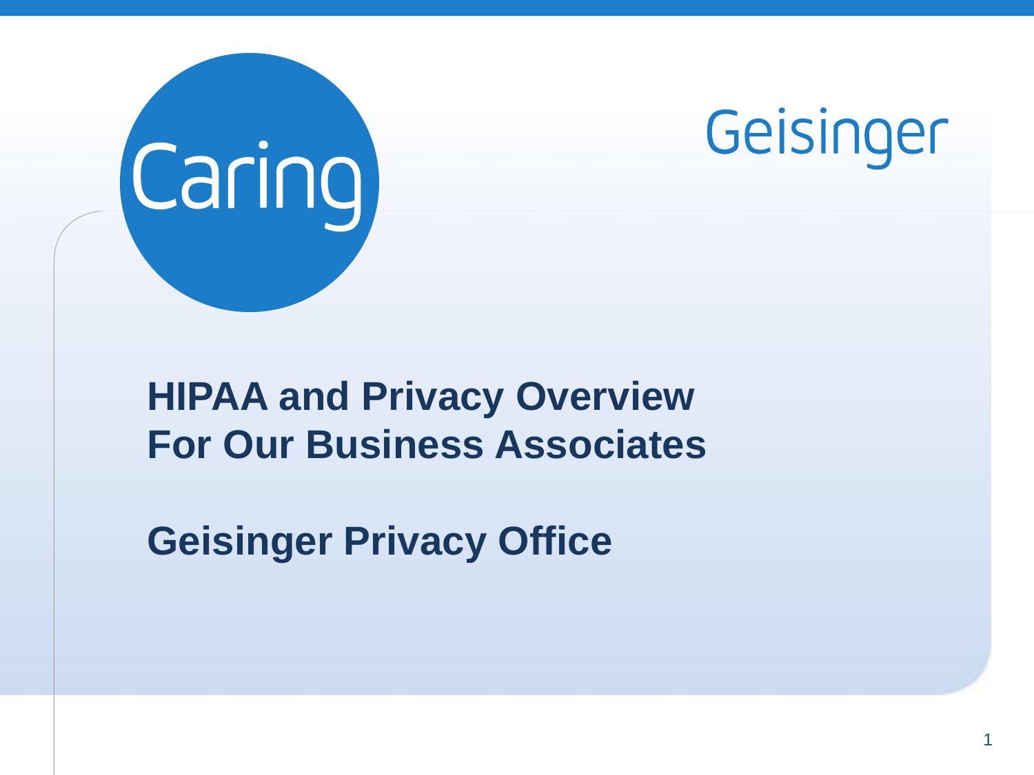Caring

Geisinger

# HIPAA and Privacy Overview For Our Business Associates

## Geisinger Privacy Office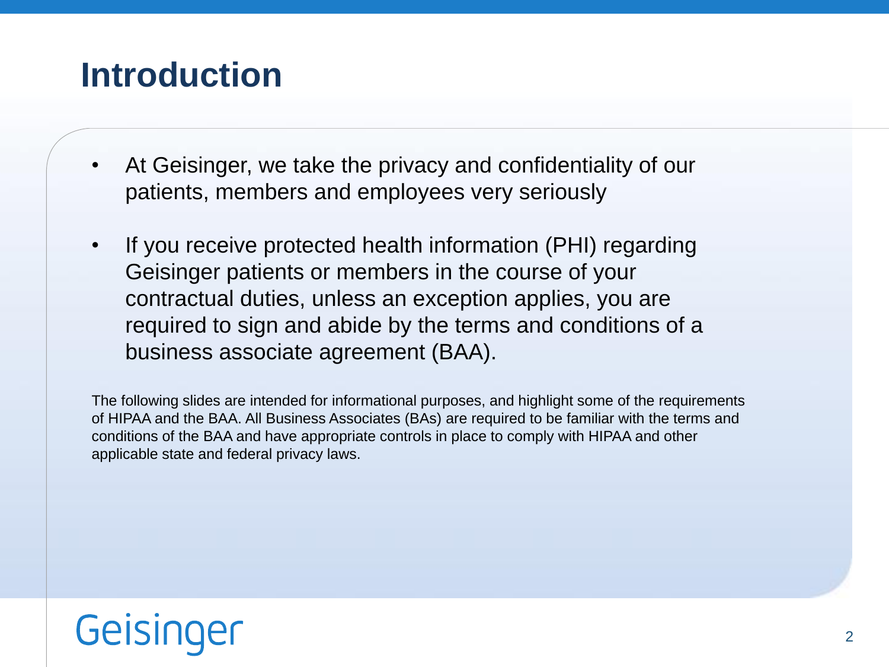# Introduction

- At Geisinger, we take the privacy and confidentiality of our patients, members and employees very seriously
- If you receive protected health information (PHI) regarding Geisinger patients or members in the course of your contractual duties, unless an exception applies, you are required to sign and abide by the terms and conditions of a business associate agreement (BAA).

The following slides are intended for informational purposes, and highlight some of the requirements of HIPAA and the BAA. All Business Associates (BAs) are required to be familiar with the terms and conditions of the BAA and have appropriate controls in place to comply with HIPAA and other applicable state and federal privacy laws.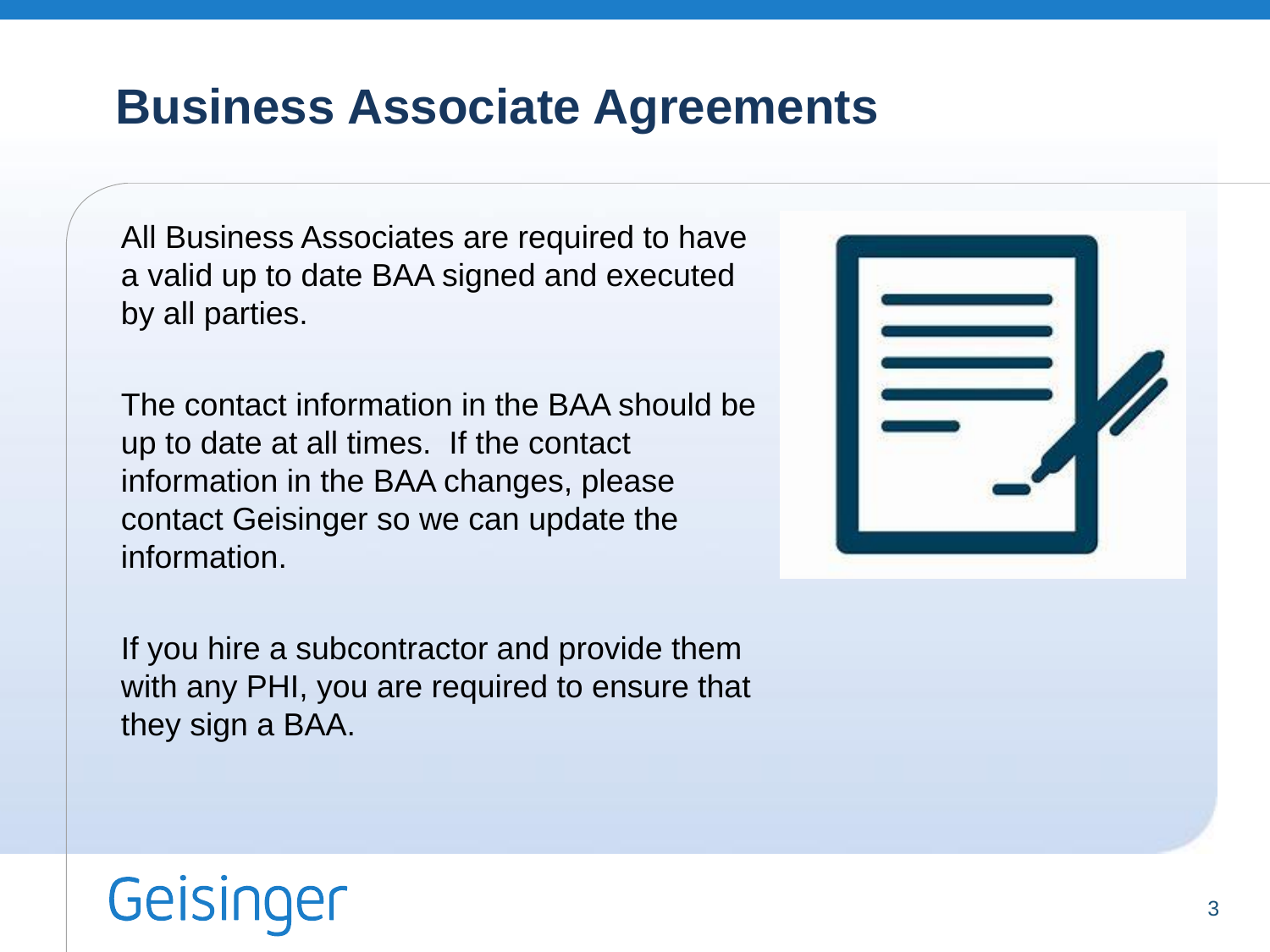# Business Associate Agreements

All Business Associates are required to have a valid up to date BAA signed and executed by all parties.

The contact information in the BAA should be up to date at all times. If the contact information in the BAA changes, please contact Geisinger so we can update the information.

If you hire a subcontractor and provide them with any PHI, you are required to ensure that they sign a BAA.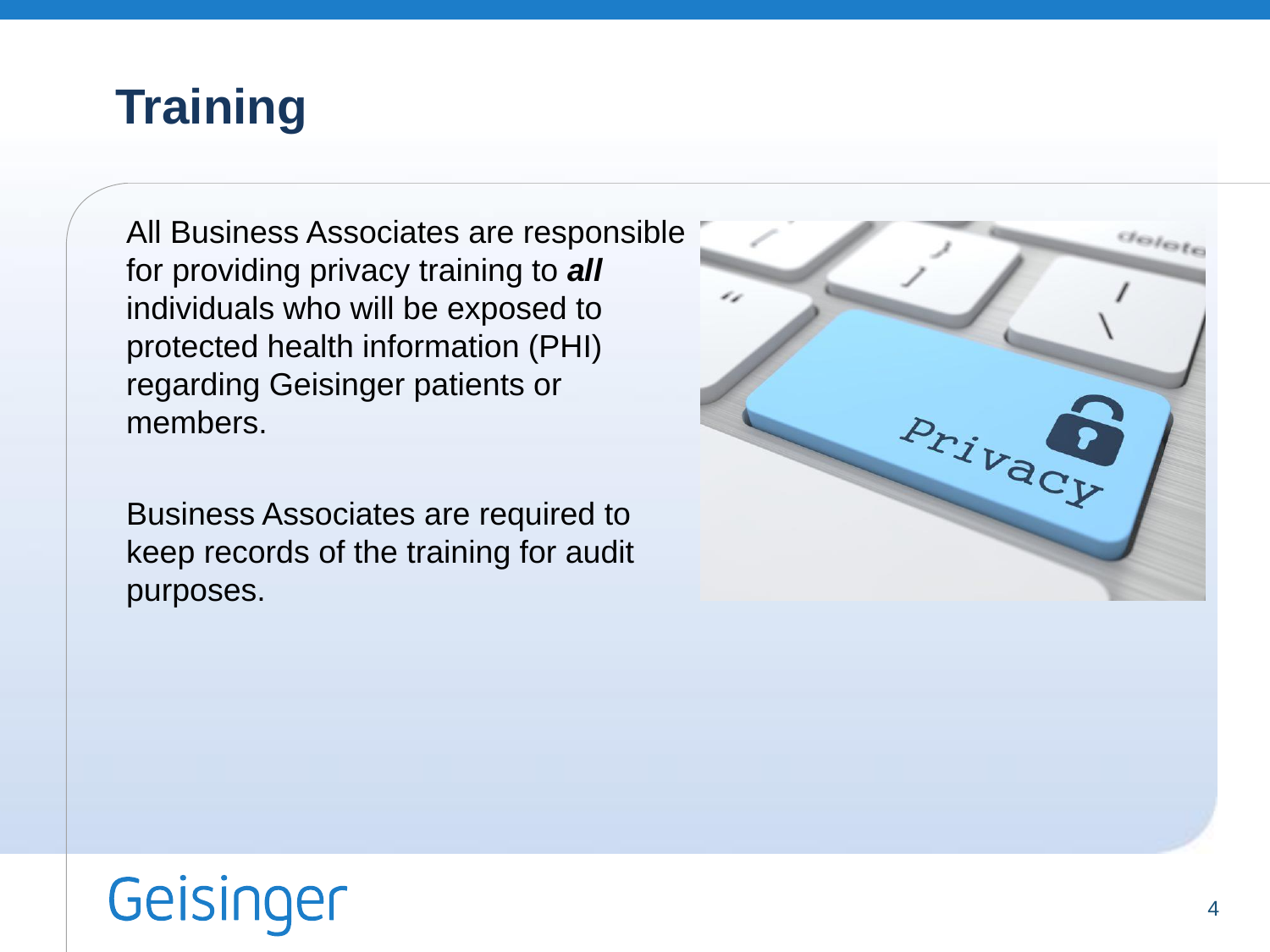# Training

All Business Associates are responsible for providing privacy training to ***all*** individuals who will be exposed to protected health information (PHI) regarding Geisinger patients or members.

Business Associates are required to keep records of the training for audit purposes.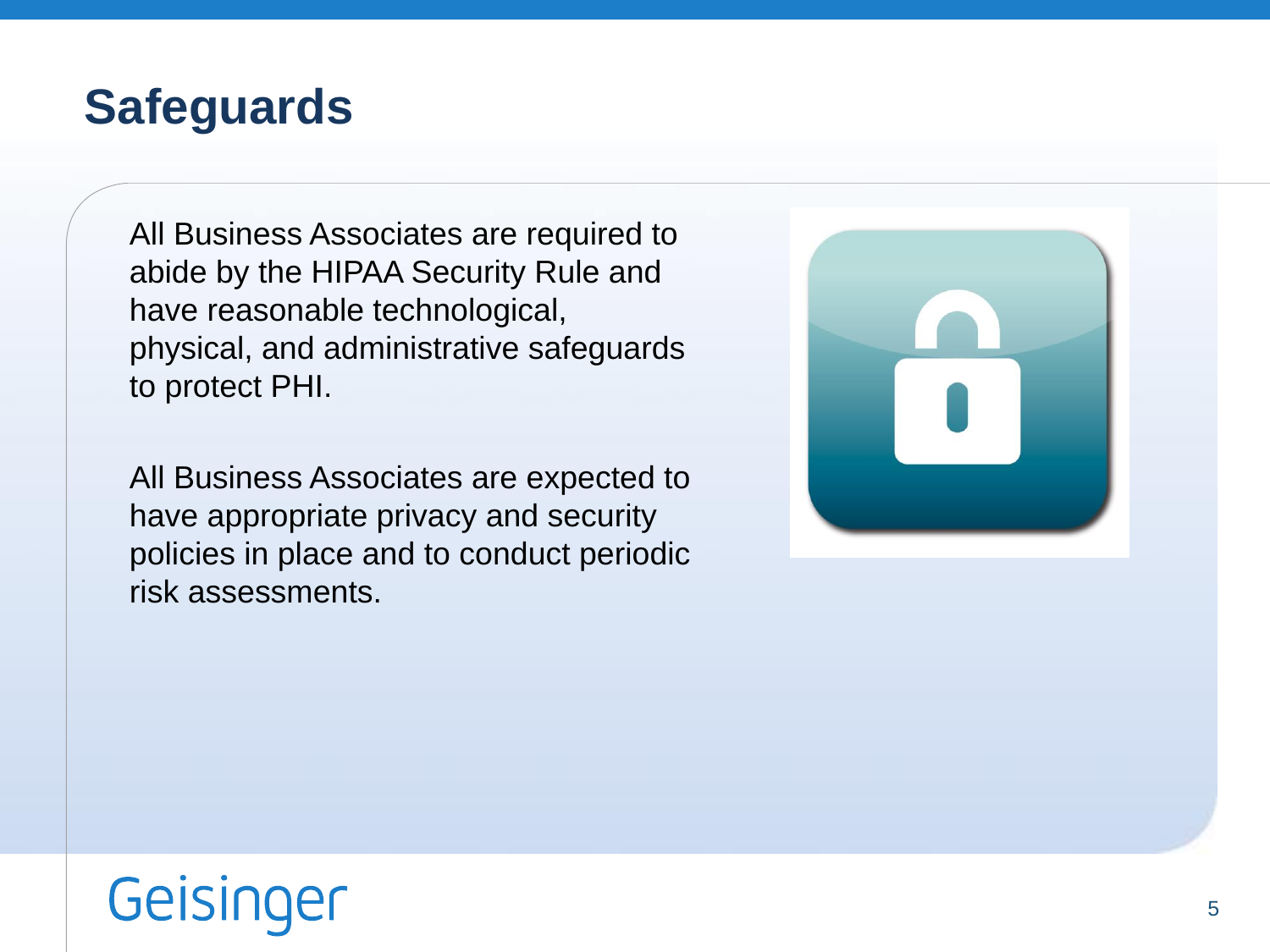# Safeguards

All Business Associates are required to abide by the HIPAA Security Rule and have reasonable technological, physical, and administrative safeguards to protect PHI.

All Business Associates are expected to have appropriate privacy and security policies in place and to conduct periodic risk assessments.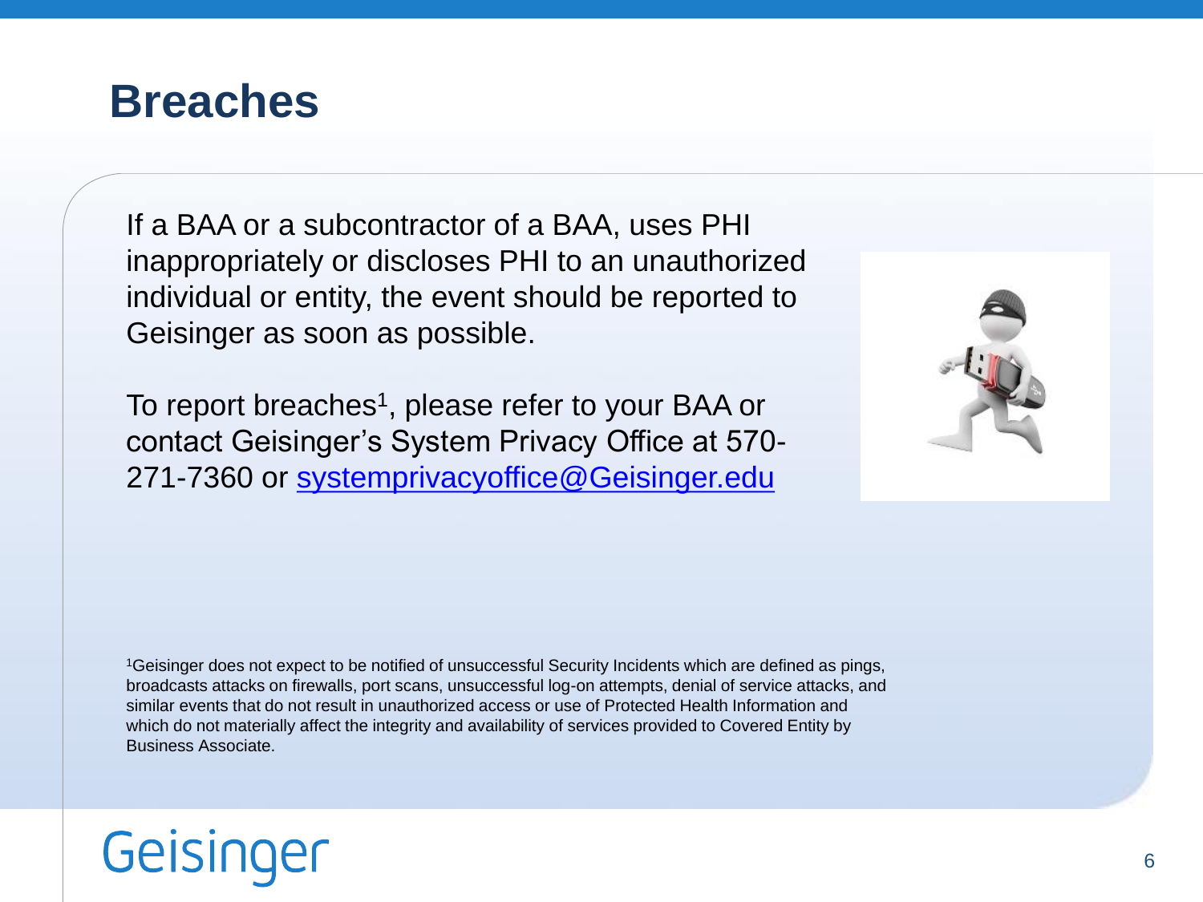# Breaches

If a BAA or a subcontractor of a BAA, uses PHI inappropriately or discloses PHI to an unauthorized individual or entity, the event should be reported to Geisinger as soon as possible.

To report breaches[1], please refer to your BAA or contact Geisinger's System Privacy Office at 570-271-7360 or systemprivacyoffice@Geisinger.edu

[1]Geisinger does not expect to be notified of unsuccessful Security Incidents which are defined as pings, broadcasts attacks on firewalls, port scans, unsuccessful log-on attempts, denial of service attacks, and similar events that do not result in unauthorized access or use of Protected Health Information and which do not materially affect the integrity and availability of services provided to Covered Entity by Business Associate.

Geisinger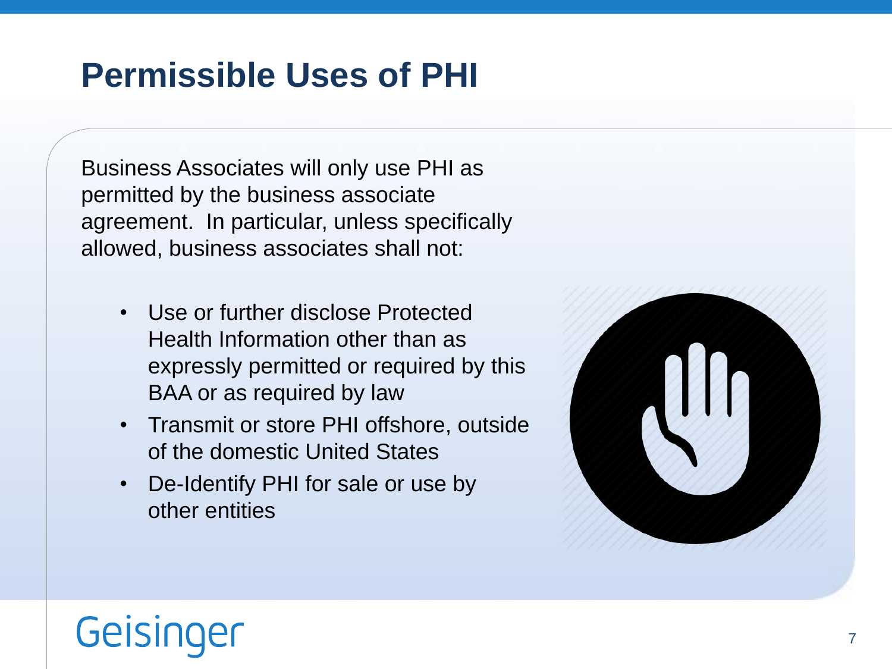# Permissible Uses of PHI

Business Associates will only use PHI as permitted by the business associate agreement. In particular, unless specifically allowed, business associates shall not:

- Use or further disclose Protected Health Information other than as expressly permitted or required by this BAA or as required by law
- Transmit or store PHI offshore, outside of the domestic United States
- De-Identify PHI for sale or use by other entities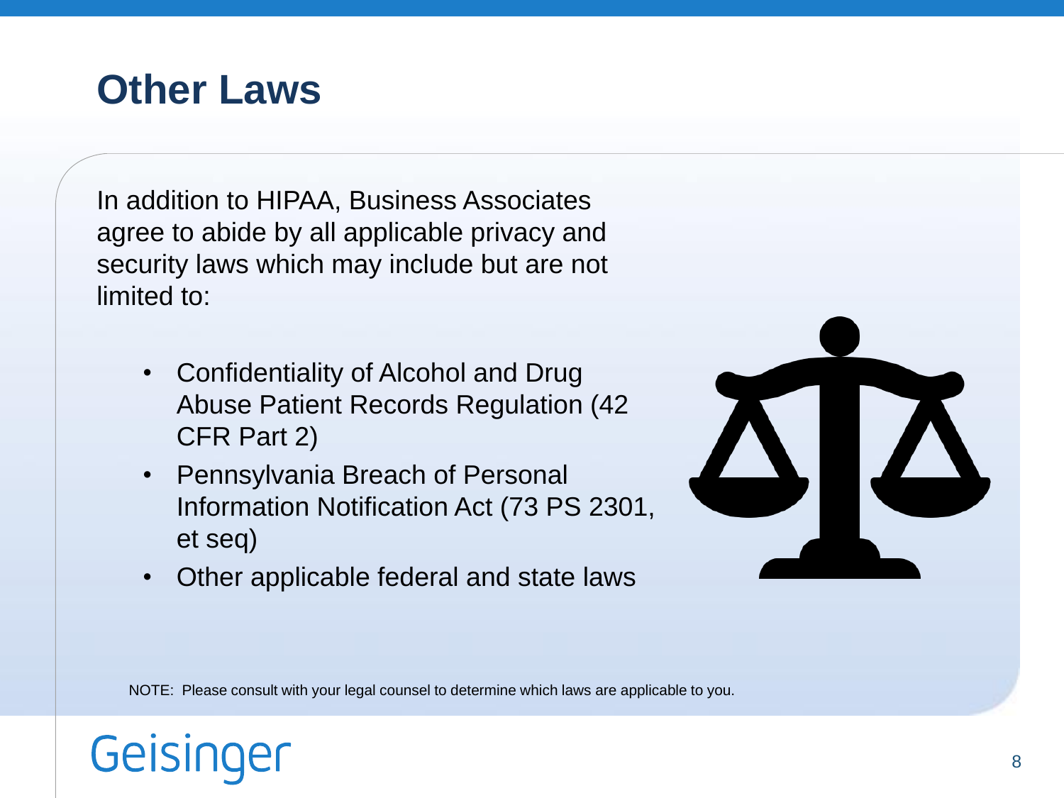# Other Laws

In addition to HIPAA, Business Associates agree to abide by all applicable privacy and security laws which may include but are not limited to:

- Confidentiality of Alcohol and Drug Abuse Patient Records Regulation (42 CFR Part 2)
- Pennsylvania Breach of Personal Information Notification Act (73 PS 2301, et seq)
- Other applicable federal and state laws

NOTE: Please consult with your legal counsel to determine which laws are applicable to you.

Geisinger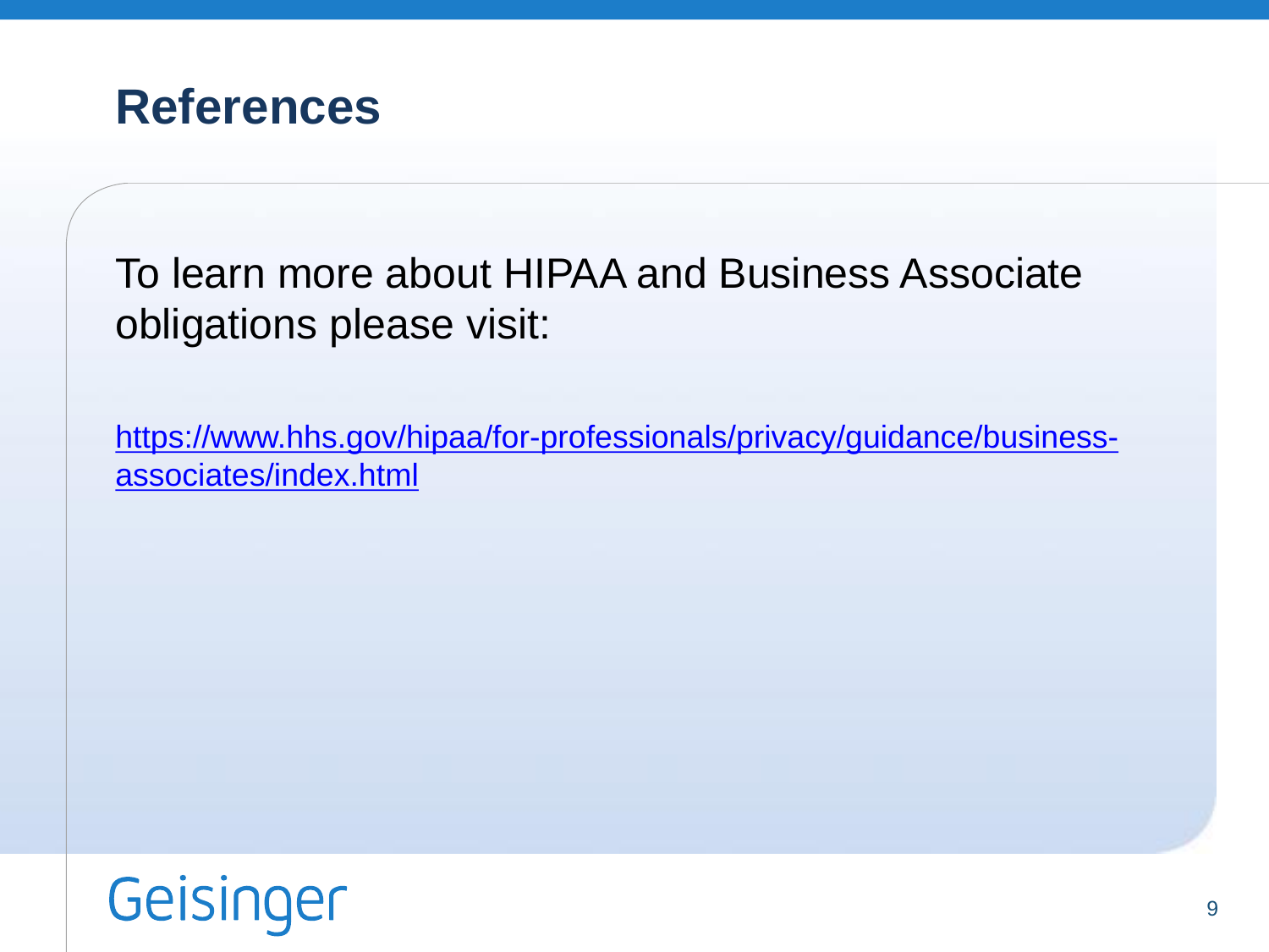# References

To learn more about HIPAA and Business Associate obligations please visit:

https://www.hhs.gov/hipaa/for-professionals/privacy/guidance/business-associates/index.html

Geisinger